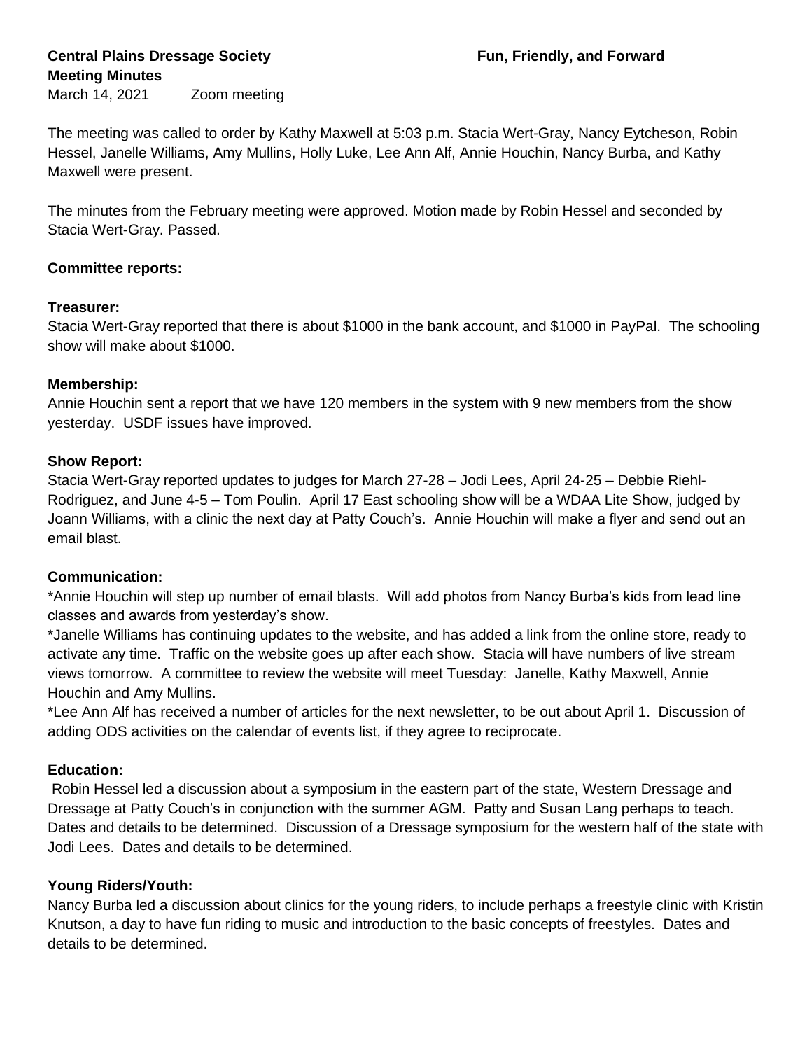**Central Plains Dressage Society** **Fun, Friendly, and Forward**

**Meeting Minutes**

March 14, 2021 Zoom meeting

The meeting was called to order by Kathy Maxwell at 5:03 p.m. Stacia Wert-Gray, Nancy Eytcheson, Robin Hessel, Janelle Williams, Amy Mullins, Holly Luke, Lee Ann Alf, Annie Houchin, Nancy Burba, and Kathy Maxwell were present.

The minutes from the February meeting were approved. Motion made by Robin Hessel and seconded by Stacia Wert-Gray. Passed.

**Committee reports:**

**Treasurer:**

Stacia Wert-Gray reported that there is about $1000 in the bank account, and $1000 in PayPal. The schooling show will make about $1000.

**Membership:**

Annie Houchin sent a report that we have 120 members in the system with 9 new members from the show yesterday. USDF issues have improved.

**Show Report:**

Stacia Wert-Gray reported updates to judges for March 27-28 – Jodi Lees, April 24-25 – Debbie Riehl-Rodriguez, and June 4-5 – Tom Poulin. April 17 East schooling show will be a WDAA Lite Show, judged by Joann Williams, with a clinic the next day at Patty Couch's. Annie Houchin will make a flyer and send out an email blast.

**Communication:**

*Annie Houchin will step up number of email blasts. Will add photos from Nancy Burba's kids from lead line classes and awards from yesterday's show.

*Janelle Williams has continuing updates to the website, and has added a link from the online store, ready to activate any time. Traffic on the website goes up after each show. Stacia will have numbers of live stream views tomorrow. A committee to review the website will meet Tuesday: Janelle, Kathy Maxwell, Annie Houchin and Amy Mullins.

*Lee Ann Alf has received a number of articles for the next newsletter, to be out about April 1. Discussion of adding ODS activities on the calendar of events list, if they agree to reciprocate.

**Education:**

Robin Hessel led a discussion about a symposium in the eastern part of the state, Western Dressage and Dressage at Patty Couch's in conjunction with the summer AGM. Patty and Susan Lang perhaps to teach. Dates and details to be determined. Discussion of a Dressage symposium for the western half of the state with Jodi Lees. Dates and details to be determined.

**Young Riders/Youth:**

Nancy Burba led a discussion about clinics for the young riders, to include perhaps a freestyle clinic with Kristin Knutson, a day to have fun riding to music and introduction to the basic concepts of freestyles. Dates and details to be determined.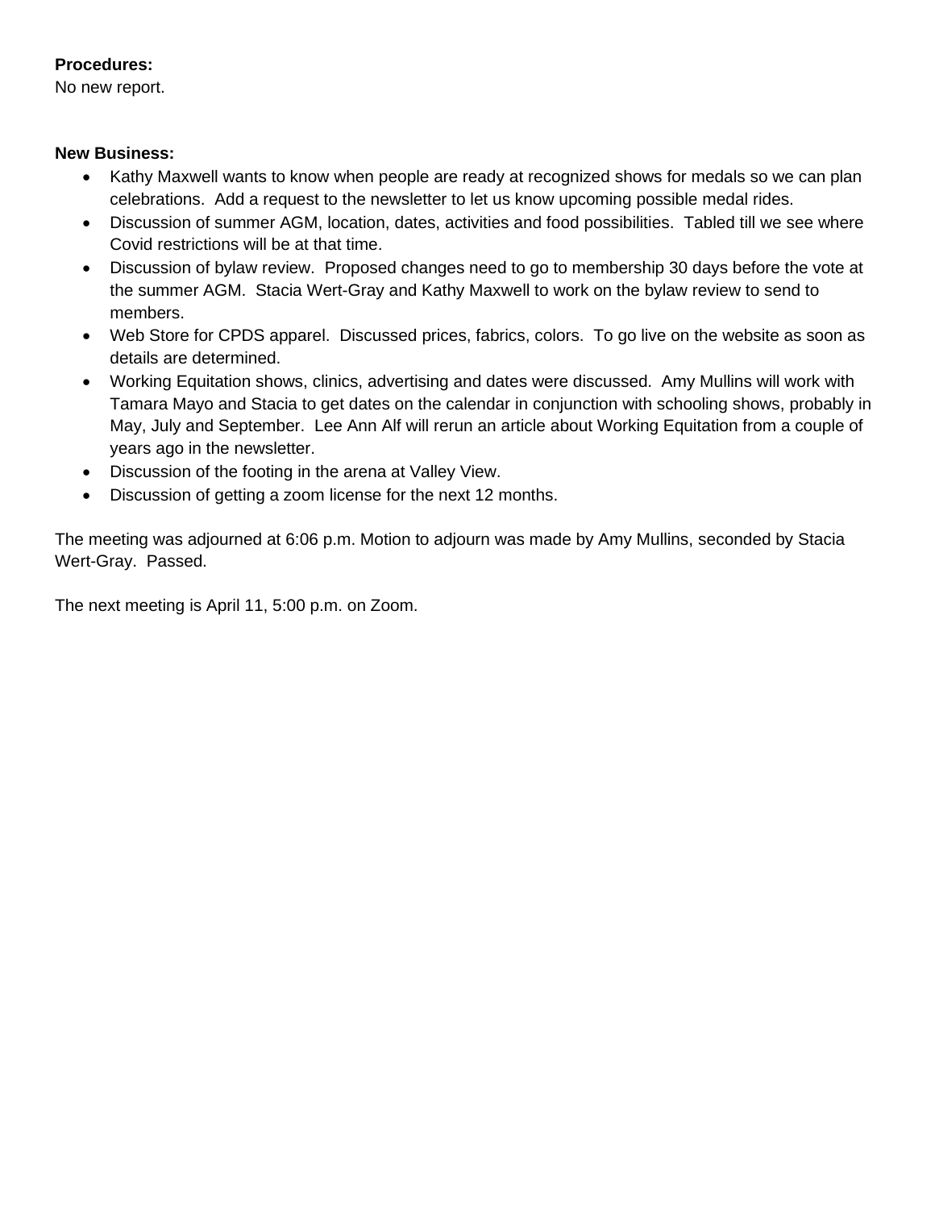**Procedures:**
No new report.

**New Business:**

- Kathy Maxwell wants to know when people are ready at recognized shows for medals so we can plan celebrations. Add a request to the newsletter to let us know upcoming possible medal rides.
- Discussion of summer AGM, location, dates, activities and food possibilities. Tabled till we see where Covid restrictions will be at that time.
- Discussion of bylaw review. Proposed changes need to go to membership 30 days before the vote at the summer AGM. Stacia Wert-Gray and Kathy Maxwell to work on the bylaw review to send to members.
- Web Store for CPDS apparel. Discussed prices, fabrics, colors. To go live on the website as soon as details are determined.
- Working Equitation shows, clinics, advertising and dates were discussed. Amy Mullins will work with Tamara Mayo and Stacia to get dates on the calendar in conjunction with schooling shows, probably in May, July and September. Lee Ann Alf will rerun an article about Working Equitation from a couple of years ago in the newsletter.
- Discussion of the footing in the arena at Valley View.
- Discussion of getting a zoom license for the next 12 months.

The meeting was adjourned at 6:06 p.m. Motion to adjourn was made by Amy Mullins, seconded by Stacia Wert-Gray. Passed.

The next meeting is April 11, 5:00 p.m. on Zoom.